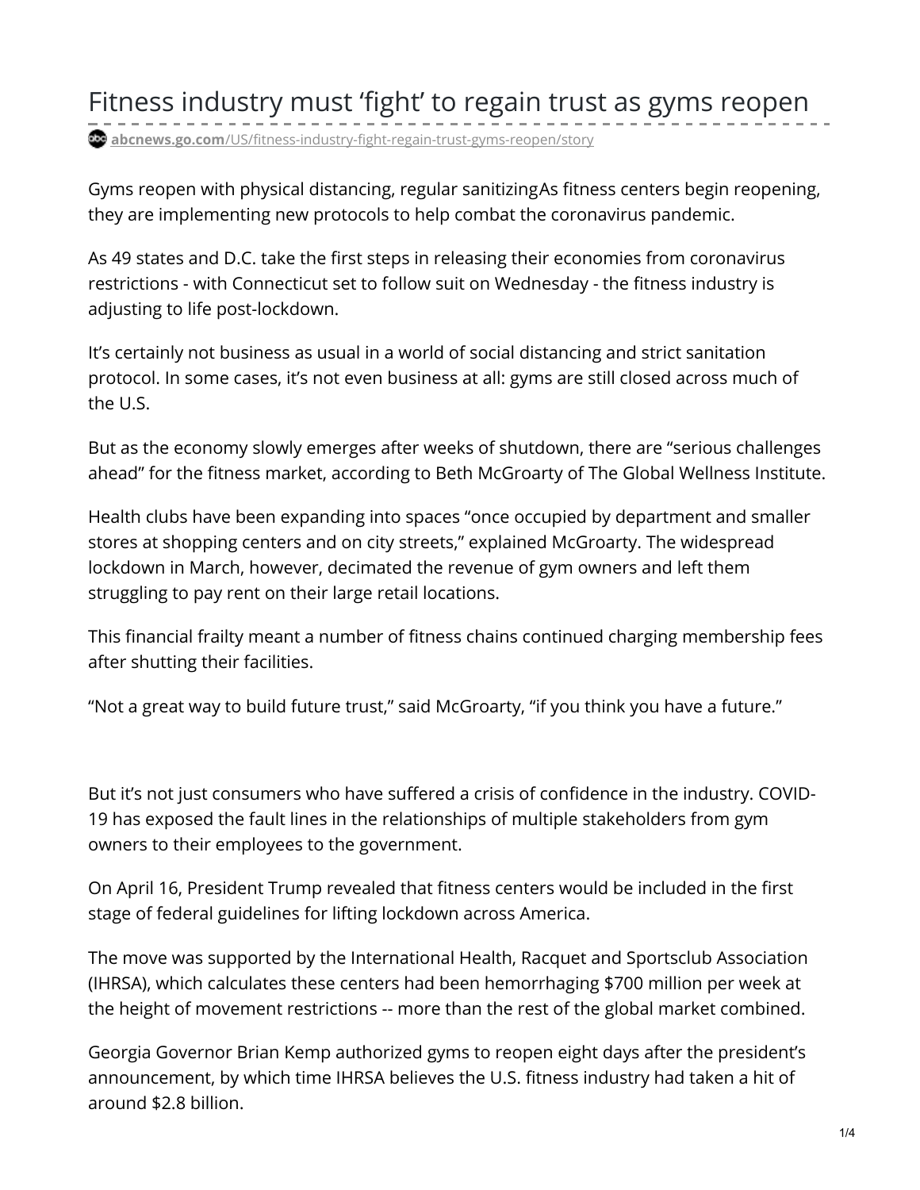# Fitness industry must 'fight' to regain trust as gyms reopen

**abcnews.go.com**/US/fitness-industry-fight-regain-trust-gyms-reopen/story

Gyms reopen with physical distancing, regular sanitizingAs fitness centers begin reopening, they are implementing new protocols to help combat the coronavirus pandemic.

As 49 states and D.C. take the first steps in releasing their economies from coronavirus restrictions - with Connecticut set to follow suit on Wednesday - the fitness industry is adjusting to life post-lockdown.

It's certainly not business as usual in a world of social distancing and strict sanitation protocol. In some cases, it's not even business at all: gyms are still closed across much of the U.S.

But as the economy slowly emerges after weeks of shutdown, there are "serious challenges ahead" for the fitness market, according to Beth McGroarty of The Global Wellness Institute.

Health clubs have been expanding into spaces "once occupied by department and smaller stores at shopping centers and on city streets," explained McGroarty. The widespread lockdown in March, however, decimated the revenue of gym owners and left them struggling to pay rent on their large retail locations.

This financial frailty meant a number of fitness chains continued charging membership fees after shutting their facilities.

"Not a great way to build future trust," said McGroarty, "if you think you have a future."

But it's not just consumers who have suffered a crisis of confidence in the industry. COVID-19 has exposed the fault lines in the relationships of multiple stakeholders from gym owners to their employees to the government.

On April 16, President Trump revealed that fitness centers would be included in the first stage of federal guidelines for lifting lockdown across America.

The move was supported by the International Health, Racquet and Sportsclub Association (IHRSA), which calculates these centers had been hemorrhaging $700 million per week at the height of movement restrictions -- more than the rest of the global market combined.

Georgia Governor Brian Kemp authorized gyms to reopen eight days after the president's announcement, by which time IHRSA believes the U.S. fitness industry had taken a hit of around $2.8 billion.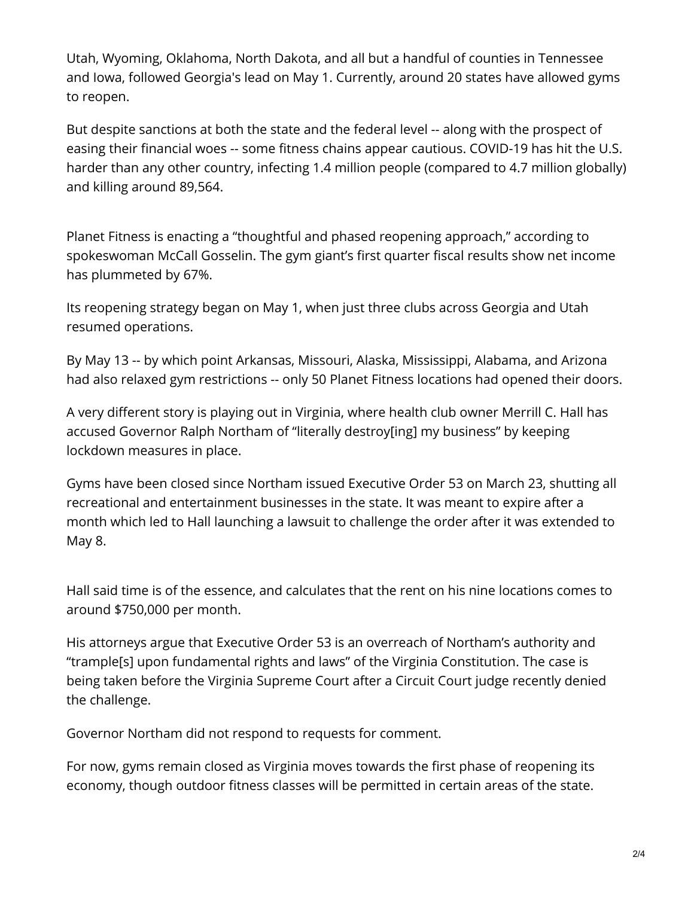Utah, Wyoming, Oklahoma, North Dakota, and all but a handful of counties in Tennessee and Iowa, followed Georgia's lead on May 1. Currently, around 20 states have allowed gyms to reopen.

But despite sanctions at both the state and the federal level -- along with the prospect of easing their financial woes -- some fitness chains appear cautious. COVID-19 has hit the U.S. harder than any other country, infecting 1.4 million people (compared to 4.7 million globally) and killing around 89,564.

Planet Fitness is enacting a "thoughtful and phased reopening approach," according to spokeswoman McCall Gosselin. The gym giant's first quarter fiscal results show net income has plummeted by 67%.

Its reopening strategy began on May 1, when just three clubs across Georgia and Utah resumed operations.

By May 13 -- by which point Arkansas, Missouri, Alaska, Mississippi, Alabama, and Arizona had also relaxed gym restrictions -- only 50 Planet Fitness locations had opened their doors.

A very different story is playing out in Virginia, where health club owner Merrill C. Hall has accused Governor Ralph Northam of "literally destroy[ing] my business" by keeping lockdown measures in place.

Gyms have been closed since Northam issued Executive Order 53 on March 23, shutting all recreational and entertainment businesses in the state. It was meant to expire after a month which led to Hall launching a lawsuit to challenge the order after it was extended to May 8.

Hall said time is of the essence, and calculates that the rent on his nine locations comes to around $750,000 per month.

His attorneys argue that Executive Order 53 is an overreach of Northam's authority and "trample[s] upon fundamental rights and laws" of the Virginia Constitution. The case is being taken before the Virginia Supreme Court after a Circuit Court judge recently denied the challenge.

Governor Northam did not respond to requests for comment.

For now, gyms remain closed as Virginia moves towards the first phase of reopening its economy, though outdoor fitness classes will be permitted in certain areas of the state.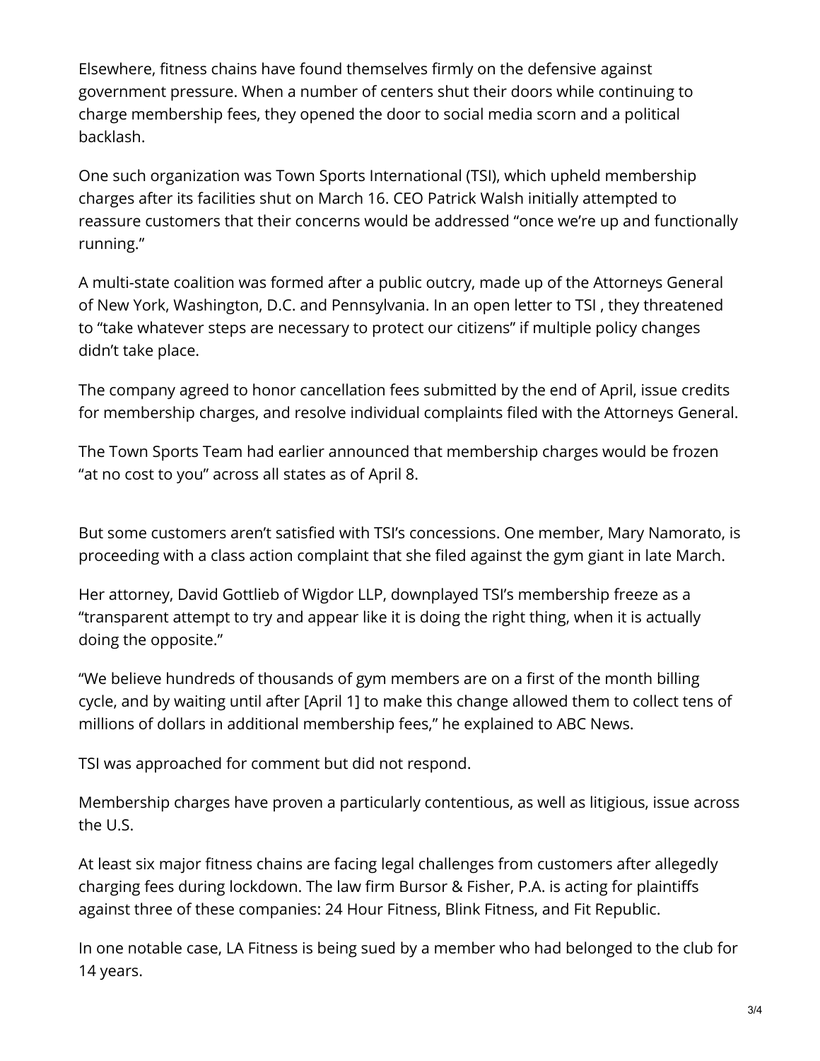Elsewhere, fitness chains have found themselves firmly on the defensive against government pressure. When a number of centers shut their doors while continuing to charge membership fees, they opened the door to social media scorn and a political backlash.

One such organization was Town Sports International (TSI), which upheld membership charges after its facilities shut on March 16. CEO Patrick Walsh initially attempted to reassure customers that their concerns would be addressed "once we're up and functionally running."

A multi-state coalition was formed after a public outcry, made up of the Attorneys General of New York, Washington, D.C. and Pennsylvania. In an open letter to TSI , they threatened to "take whatever steps are necessary to protect our citizens" if multiple policy changes didn't take place.

The company agreed to honor cancellation fees submitted by the end of April, issue credits for membership charges, and resolve individual complaints filed with the Attorneys General.

The Town Sports Team had earlier announced that membership charges would be frozen "at no cost to you" across all states as of April 8.

But some customers aren't satisfied with TSI's concessions. One member, Mary Namorato, is proceeding with a class action complaint that she filed against the gym giant in late March.

Her attorney, David Gottlieb of Wigdor LLP, downplayed TSI's membership freeze as a "transparent attempt to try and appear like it is doing the right thing, when it is actually doing the opposite."

"We believe hundreds of thousands of gym members are on a first of the month billing cycle, and by waiting until after [April 1] to make this change allowed them to collect tens of millions of dollars in additional membership fees," he explained to ABC News.

TSI was approached for comment but did not respond.

Membership charges have proven a particularly contentious, as well as litigious, issue across the U.S.

At least six major fitness chains are facing legal challenges from customers after allegedly charging fees during lockdown. The law firm Bursor & Fisher, P.A. is acting for plaintiffs against three of these companies: 24 Hour Fitness, Blink Fitness, and Fit Republic.

In one notable case, LA Fitness is being sued by a member who had belonged to the club for 14 years.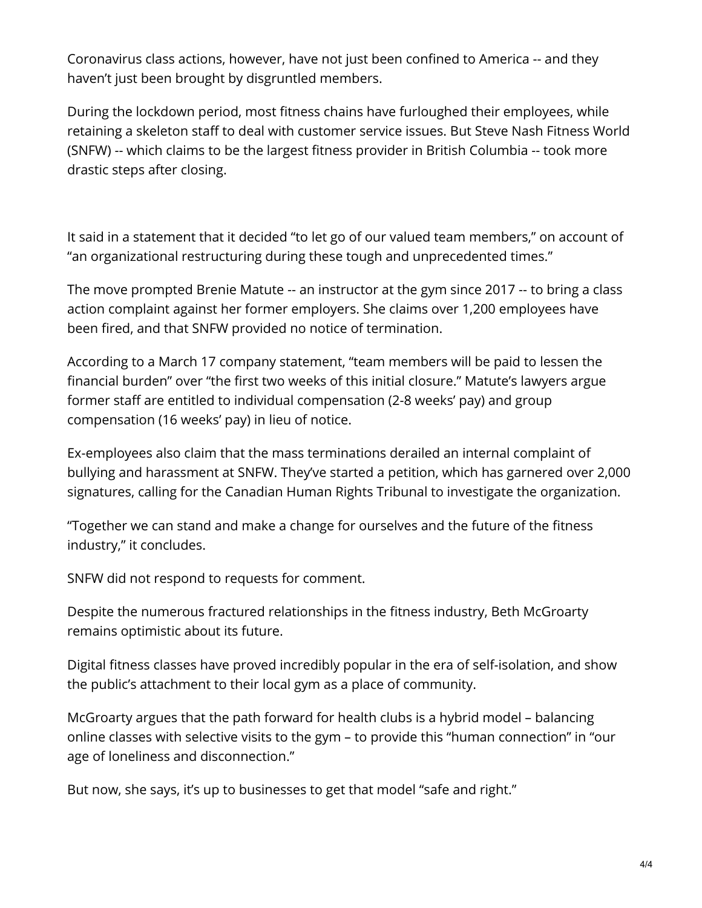Coronavirus class actions, however, have not just been confined to America -- and they haven't just been brought by disgruntled members.

During the lockdown period, most fitness chains have furloughed their employees, while retaining a skeleton staff to deal with customer service issues. But Steve Nash Fitness World (SNFW) -- which claims to be the largest fitness provider in British Columbia -- took more drastic steps after closing.

It said in a statement that it decided "to let go of our valued team members," on account of "an organizational restructuring during these tough and unprecedented times."

The move prompted Brenie Matute -- an instructor at the gym since 2017 -- to bring a class action complaint against her former employers. She claims over 1,200 employees have been fired, and that SNFW provided no notice of termination.

According to a March 17 company statement, "team members will be paid to lessen the financial burden" over "the first two weeks of this initial closure." Matute's lawyers argue former staff are entitled to individual compensation (2-8 weeks' pay) and group compensation (16 weeks' pay) in lieu of notice.

Ex-employees also claim that the mass terminations derailed an internal complaint of bullying and harassment at SNFW. They've started a petition, which has garnered over 2,000 signatures, calling for the Canadian Human Rights Tribunal to investigate the organization.

"Together we can stand and make a change for ourselves and the future of the fitness industry," it concludes.

SNFW did not respond to requests for comment.

Despite the numerous fractured relationships in the fitness industry, Beth McGroarty remains optimistic about its future.

Digital fitness classes have proved incredibly popular in the era of self-isolation, and show the public's attachment to their local gym as a place of community.

McGroarty argues that the path forward for health clubs is a hybrid model – balancing online classes with selective visits to the gym – to provide this "human connection" in "our age of loneliness and disconnection."

But now, she says, it's up to businesses to get that model "safe and right."